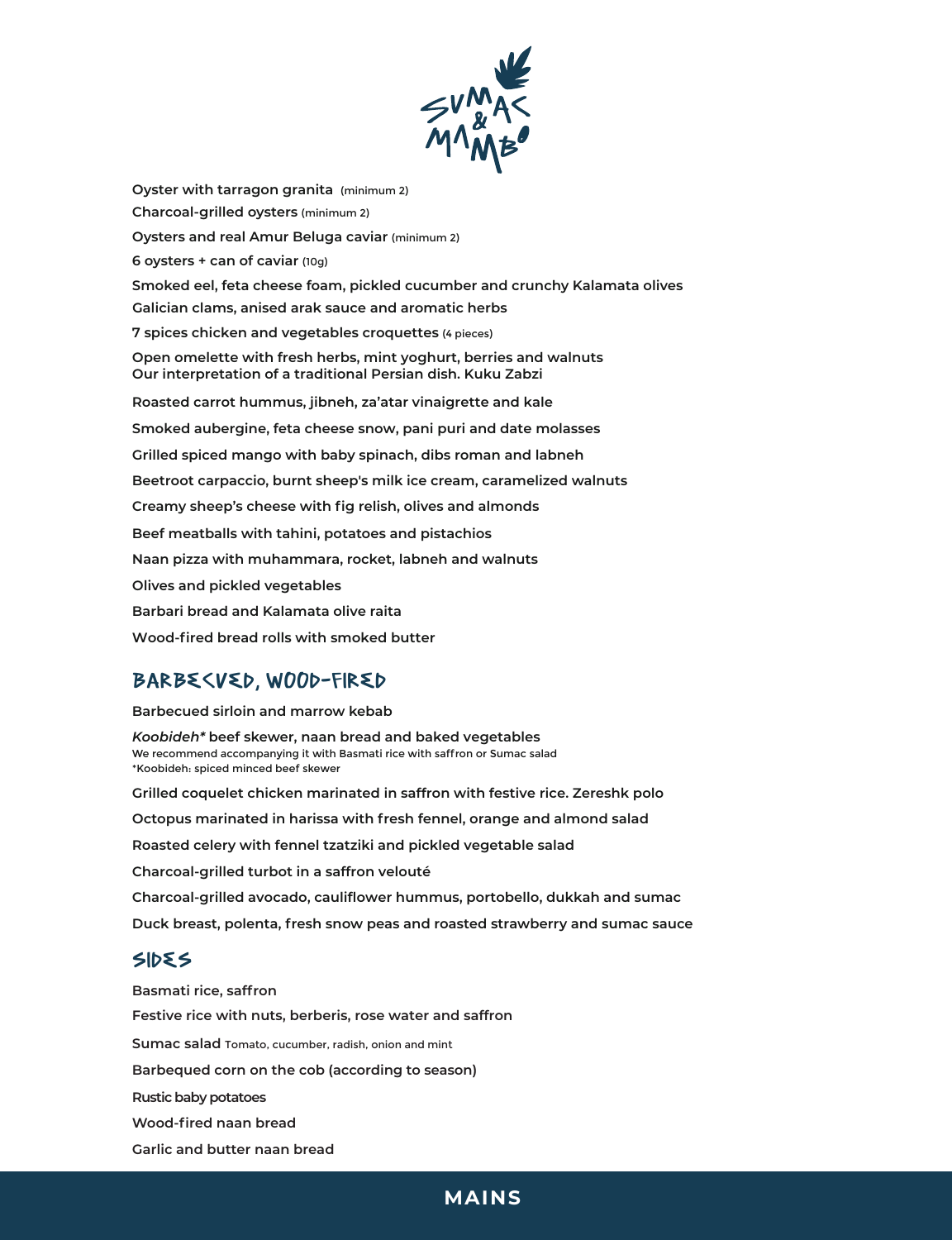# SUMAC & MAMBO

Oyster with tarragon granita (minimum 2)

Charcoal-grilled oysters (minimum 2)

Oysters and real Amur Beluga caviar (minimum 2)

6 oysters + can of caviar (10g)

Smoked eel, feta cheese foam, pickled cucumber and crunchy Kalamata olives

Galician clams, anised arak sauce and aromatic herbs

7 spices chicken and vegetables croquettes (4 pieces)

Open omelette with fresh herbs, mint yoghurt, berries and walnuts
Our interpretation of a traditional Persian dish. Kuku Zabzi

Roasted carrot hummus, jibneh, za'atar vinaigrette and kale

Smoked aubergine, feta cheese snow, pani puri and date molasses

Grilled spiced mango with baby spinach, dibs roman and labneh

Beetroot carpaccio, burnt sheep's milk ice cream, caramelized walnuts

Creamy sheep's cheese with fig relish, olives and almonds

Beef meatballs with tahini, potatoes and pistachios

Naan pizza with muhammara, rocket, labneh and walnuts

Olives and pickled vegetables

Barbari bread and Kalamata olive raita

Wood-fired bread rolls with smoked butter

## BARBECUED, WOOD-FIRED

Barbecued sirloin and marrow kebab

*Koobideh** beef skewer, naan bread and baked vegetables
We recommend accompanying it with Basmati rice with saffron or Sumac salad
*Koobideh: spiced minced beef skewer

Grilled coquelet chicken marinated in saffron with festive rice. Zereshk polo

Octopus marinated in harissa with fresh fennel, orange and almond salad

Roasted celery with fennel tzatziki and pickled vegetable salad

Charcoal-grilled turbot in a saffron velouté

Charcoal-grilled avocado, cauliflower hummus, portobello, dukkah and sumac

Duck breast, polenta, fresh snow peas and roasted strawberry and sumac sauce

## SIDES

Basmati rice, saffron

Festive rice with nuts, berberis, rose water and saffron

Sumac salad Tomato, cucumber, radish, onion and mint

Barbequed corn on the cob (according to season)

Rustic baby potatoes

Wood-fired naan bread

Garlic and butter naan bread

MAINS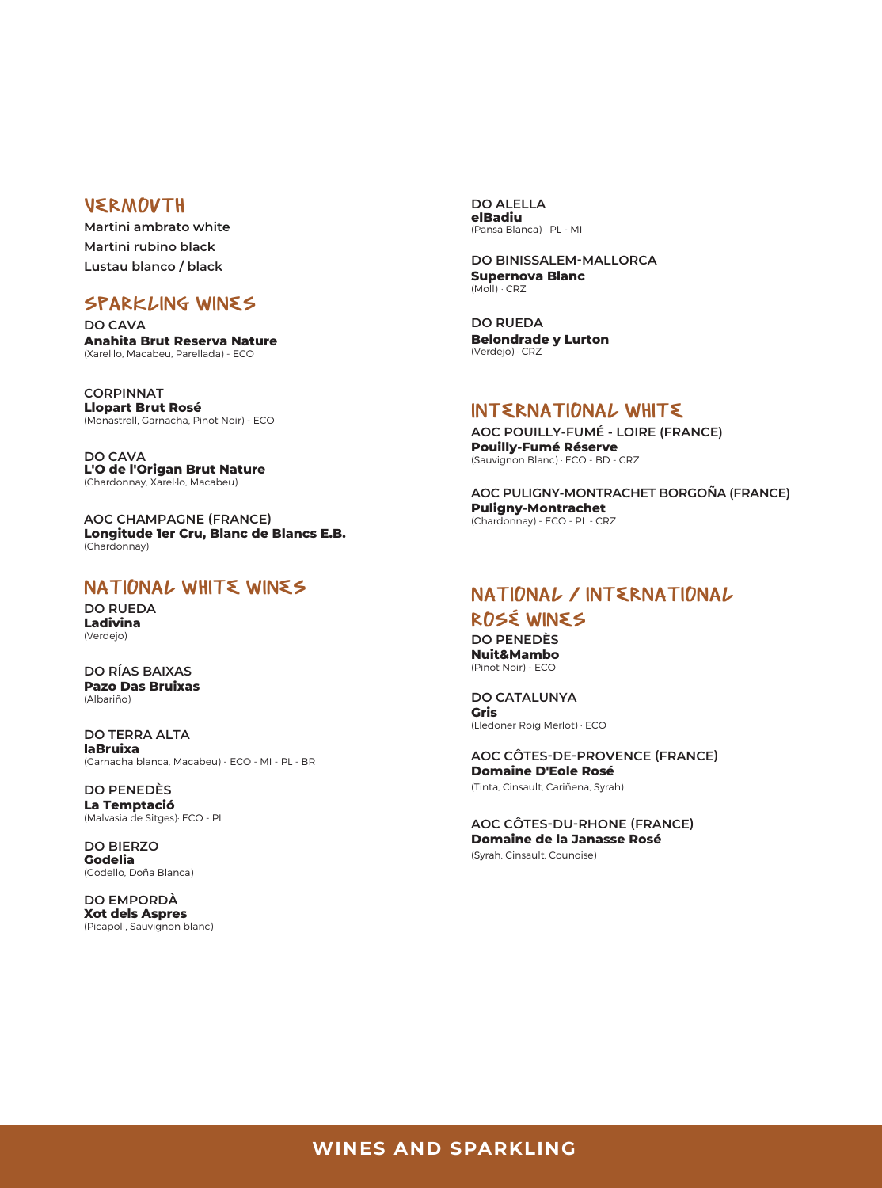## VERMOUTH

Martini ambrato white

Martini rubino black

Lustau blanco / black

## SPARKLING WINES

DO CAVA
**Anahita Brut Reserva Nature**
(Xarel·lo, Macabeu, Parellada) - ECO

CORPINNAT
**Llopart Brut Rosé**
(Monastrell, Garnacha, Pinot Noir) - ECO

DO CAVA
**L'O de l'Origan Brut Nature**
(Chardonnay, Xarel·lo, Macabeu)

AOC CHAMPAGNE (FRANCE)
**Longitude 1er Cru, Blanc de Blancs E.B.**
(Chardonnay)

## NATIONAL WHITE WINES

DO RUEDA
**Ladivina**
(Verdejo)

DO RÍAS BAIXAS
**Pazo Das Bruixas**
(Albariño)

DO TERRA ALTA
**laBruixa**
(Garnacha blanca, Macabeu) - ECO - MI - PL - BR

DO PENEDÈS
**La Temptació**
(Malvasia de Sitges)- ECO - PL

DO BIERZO
**Godelia**
(Godello, Doña Blanca)

DO EMPORDÀ
**Xot dels Aspres**
(Picapoll, Sauvignon blanc)

DO ALELLA
**elBadiu**
(Pansa Blanca) · PL - MI

DO BINISSALEM-MALLORCA
**Supernova Blanc**
(Moll) · CRZ

DO RUEDA
**Belondrade y Lurton**
(Verdejo) · CRZ

## INTERNATIONAL WHITE

AOC POUILLY-FUMÉ - LOIRE (FRANCE)
**Pouilly-Fumé Réserve**
(Sauvignon Blanc) · ECO - BD - CRZ

AOC PULIGNY-MONTRACHET BORGOÑA (FRANCE)
**Puligny-Montrachet**
(Chardonnay) - ECO - PL - CRZ

## NATIONAL / INTERNATIONAL ROSÉ WINES

DO PENEDÈS
**Nuit&Mambo**
(Pinot Noir) - ECO

DO CATALUNYA
**Gris**
(Lledoner Roig Merlot) · ECO

AOC CÔTES-DE-PROVENCE (FRANCE)
**Domaine D'Eole Rosé**
(Tinta, Cinsault, Cariñena, Syrah)

AOC CÔTES-DU-RHONE (FRANCE)
**Domaine de la Janasse Rosé**
(Syrah, Cinsault, Counoise)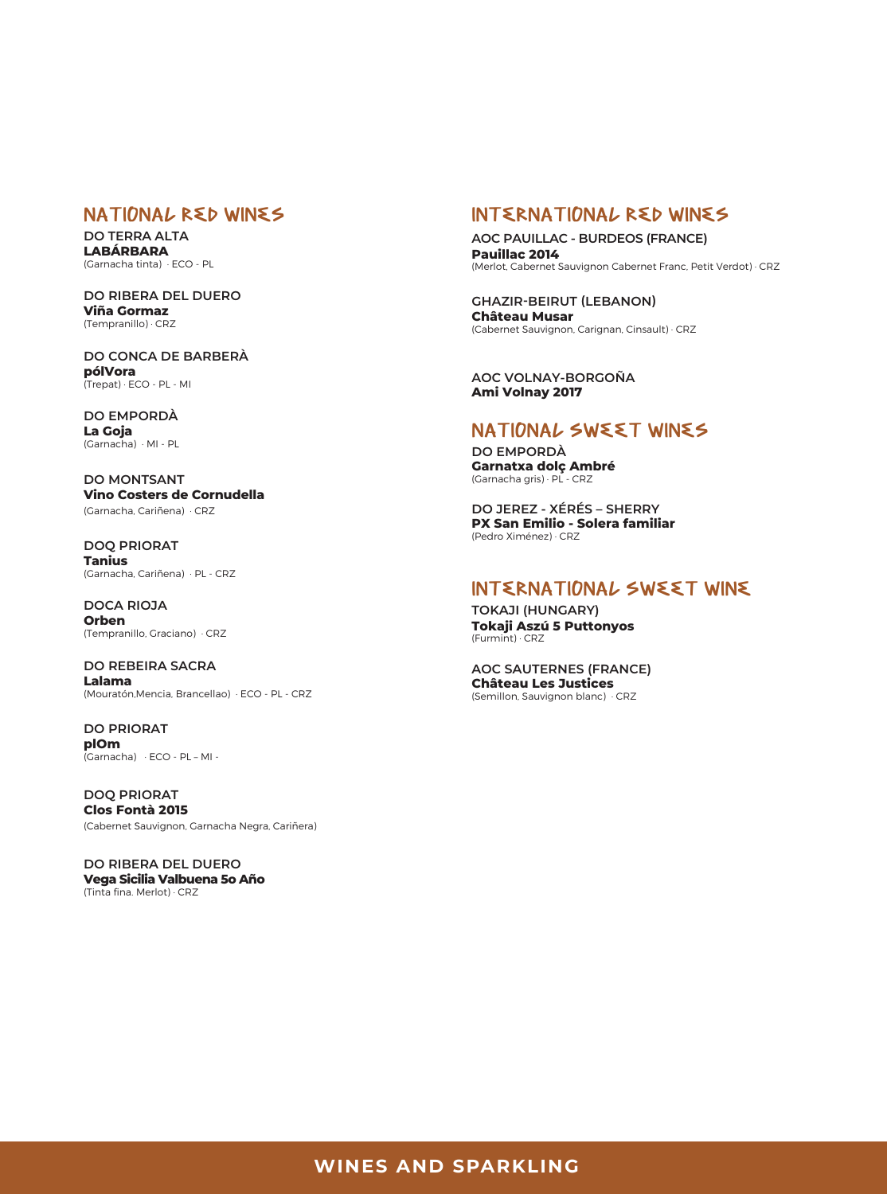## NATIONAL RED WINES

DO TERRA ALTA
**LABÁRBARA**
(Garnacha tinta) · ECO - PL

DO RIBERA DEL DUERO
**Viña Gormaz**
(Tempranillo) · CRZ

DO CONCA DE BARBERÀ
**pólVora**
(Trepat) · ECO - PL - MI

DO EMPORDÀ
**La Goja**
(Garnacha) · MI - PL

DO MONTSANT
**Vino Costers de Cornudella**
(Garnacha, Cariñena) · CRZ

DOQ PRIORAT
**Tanius**
(Garnacha, Cariñena) · PL - CRZ

DOCA RIOJA
**Orben**
(Tempranillo, Graciano) · CRZ

DO REBEIRA SACRA
**Lalama**
(Mouratón,Mencia, Brancellao) · ECO - PL - CRZ

DO PRIORAT
**plOm**
(Garnacha) · ECO - PL – MI -

DOQ PRIORAT
**Clos Fontà 2015**
(Cabernet Sauvignon, Garnacha Negra, Cariñera)

DO RIBERA DEL DUERO
**Vega Sicilia Valbuena 5o Año**
(Tinta fina. Merlot) · CRZ

## INTERNATIONAL RED WINES

AOC PAUILLAC - BURDEOS (FRANCE)
**Pauillac 2014**
(Merlot, Cabernet Sauvignon Cabernet Franc, Petit Verdot) · CRZ

GHAZIR-BEIRUT (LEBANON)
**Château Musar**
(Cabernet Sauvignon, Carignan, Cinsault) · CRZ

AOC VOLNAY-BORGOÑA
**Ami Volnay 2017**

## NATIONAL SWEET WINES

DO EMPORDÀ
**Garnatxa dolç Ambré**
(Garnacha gris) · PL - CRZ

DO JEREZ - XÉRÉS – SHERRY
**PX San Emilio - Solera familiar**
(Pedro Ximénez) · CRZ

## INTERNATIONAL SWEET WINE

TOKAJI (HUNGARY)
**Tokaji Aszú 5 Puttonyos**
(Furmint) · CRZ

AOC SAUTERNES (FRANCE)
**Château Les Justices**
(Semillon, Sauvignon blanc) · CRZ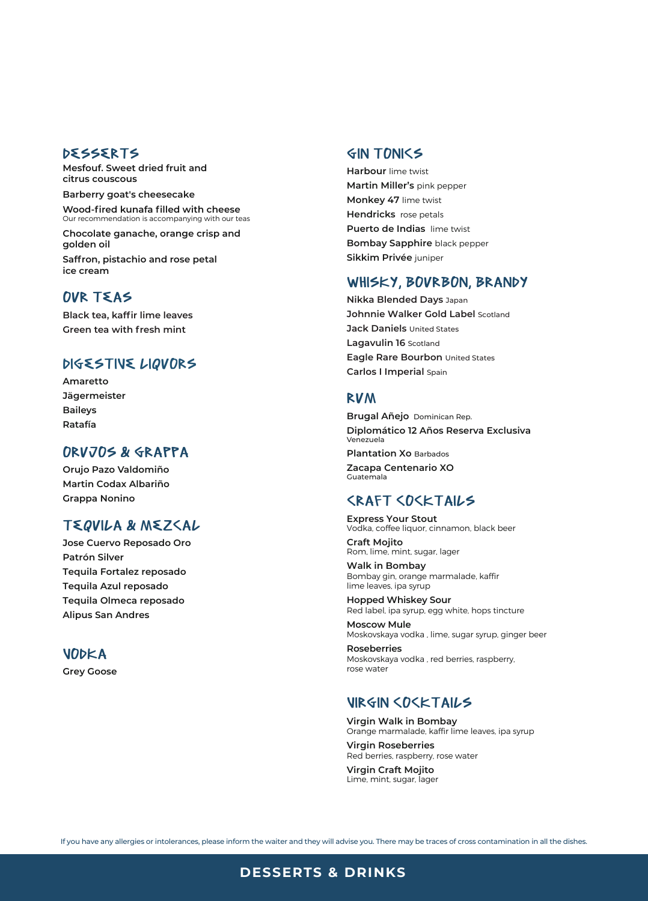## DESSERTS

**Mesfouf. Sweet dried fruit and citrus couscous**

**Barberry goat's cheesecake**

**Wood-fired kunafa filled with cheese**
Our recommendation is accompanying with our teas

**Chocolate ganache, orange crisp and golden oil**

**Saffron, pistachio and rose petal ice cream**

## OUR TEAS

**Black tea, kaffir lime leaves**
**Green tea with fresh mint**

## DIGESTIVE LIQUORS

**Amaretto**
**Jägermeister**
**Baileys**
**Ratafía**

## ORUJOS & GRAPPA

**Orujo Pazo Valdomiño**
**Martin Codax Albariño**
**Grappa Nonino**

## TEQUILA & MEZCAL

**Jose Cuervo Reposado Oro**
**Patrón Silver**
**Tequila Fortalez reposado**
**Tequila Azul reposado**
**Tequila Olmeca reposado**
**Alipus San Andres**

## VODKA

**Grey Goose**

## GIN TONICS

**Harbour** lime twist
**Martin Miller's** pink pepper
**Monkey 47** lime twist
**Hendricks** rose petals
**Puerto de Indias** lime twist
**Bombay Sapphire** black pepper
**Sikkim Privée** juniper

## WHISKY, BOURBON, BRANDY

**Nikka Blended Days** Japan
**Johnnie Walker Gold Label** Scotland
**Jack Daniels** United States
**Lagavulin 16** Scotland
**Eagle Rare Bourbon** United States
**Carlos I Imperial** Spain

## RUM

**Brugal Añejo** Dominican Rep.
**Diplomático 12 Años Reserva Exclusiva** Venezuela
**Plantation Xo** Barbados
**Zacapa Centenario XO** Guatemala

## CRAFT COCKTAILS

**Express Your Stout**
Vodka, coffee liquor, cinnamon, black beer

**Craft Mojito**
Rom, lime, mint, sugar, lager

**Walk in Bombay**
Bombay gin, orange marmalade, kaffir lime leaves, ipa syrup

**Hopped Whiskey Sour**
Red label, ipa syrup, egg white, hops tincture

**Moscow Mule**
Moskovskaya vodka , lime, sugar syrup, ginger beer

**Roseberries**
Moskovskaya vodka , red berries, raspberry, rose water

## VIRGIN COCKTAILS

**Virgin Walk in Bombay**
Orange marmalade, kaffir lime leaves, ipa syrup

**Virgin Roseberries**
Red berries, raspberry, rose water

**Virgin Craft Mojito**
Lime, mint, sugar, lager

If you have any allergies or intolerances, please inform the waiter and they will advise you. There may be traces of cross contamination in all the dishes.

**DESSERTS & DRINKS**